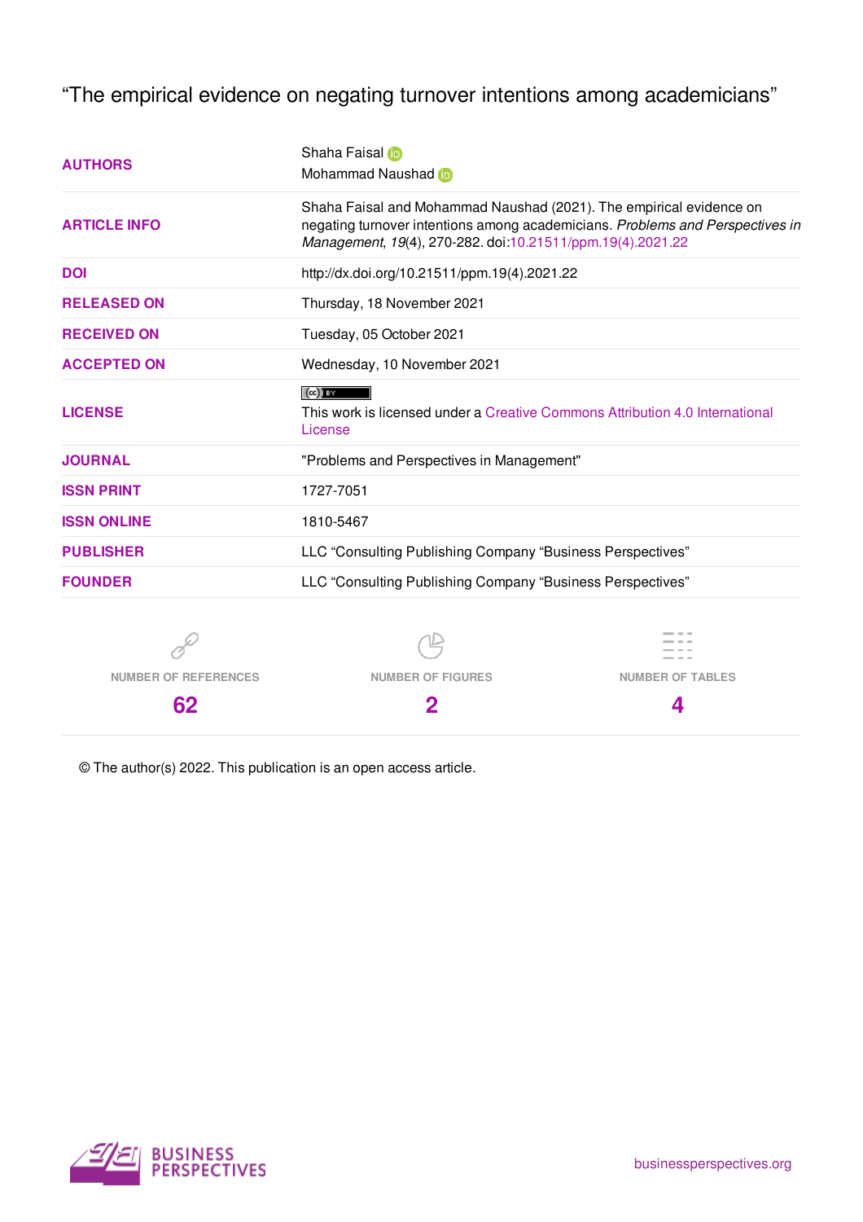# "The empirical evidence on negating turnover intentions among academicians"

| | |
|---|---|
| **AUTHORS** | Shaha Faisal<br>Mohammad Naushad |
| **ARTICLE INFO** | Shaha Faisal and Mohammad Naushad (2021). The empirical evidence on negating turnover intentions among academicians. *Problems and Perspectives in Management*, *19*(4), 270-282. doi:10.21511/ppm.19(4).2021.22 |
| **DOI** | http://dx.doi.org/10.21511/ppm.19(4).2021.22 |
| **RELEASED ON** | Thursday, 18 November 2021 |
| **RECEIVED ON** | Tuesday, 05 October 2021 |
| **ACCEPTED ON** | Wednesday, 10 November 2021 |
| **LICENSE** | This work is licensed under a Creative Commons Attribution 4.0 International License |
| **JOURNAL** | "Problems and Perspectives in Management" |
| **ISSN PRINT** | 1727-7051 |
| **ISSN ONLINE** | 1810-5467 |
| **PUBLISHER** | LLC "Consulting Publishing Company "Business Perspectives" |
| **FOUNDER** | LLC "Consulting Publishing Company "Business Perspectives" |

| NUMBER OF REFERENCES | NUMBER OF FIGURES | NUMBER OF TABLES |
|---|---|---|
| 62 | 2 | 4 |

© The author(s) 2022. This publication is an open access article.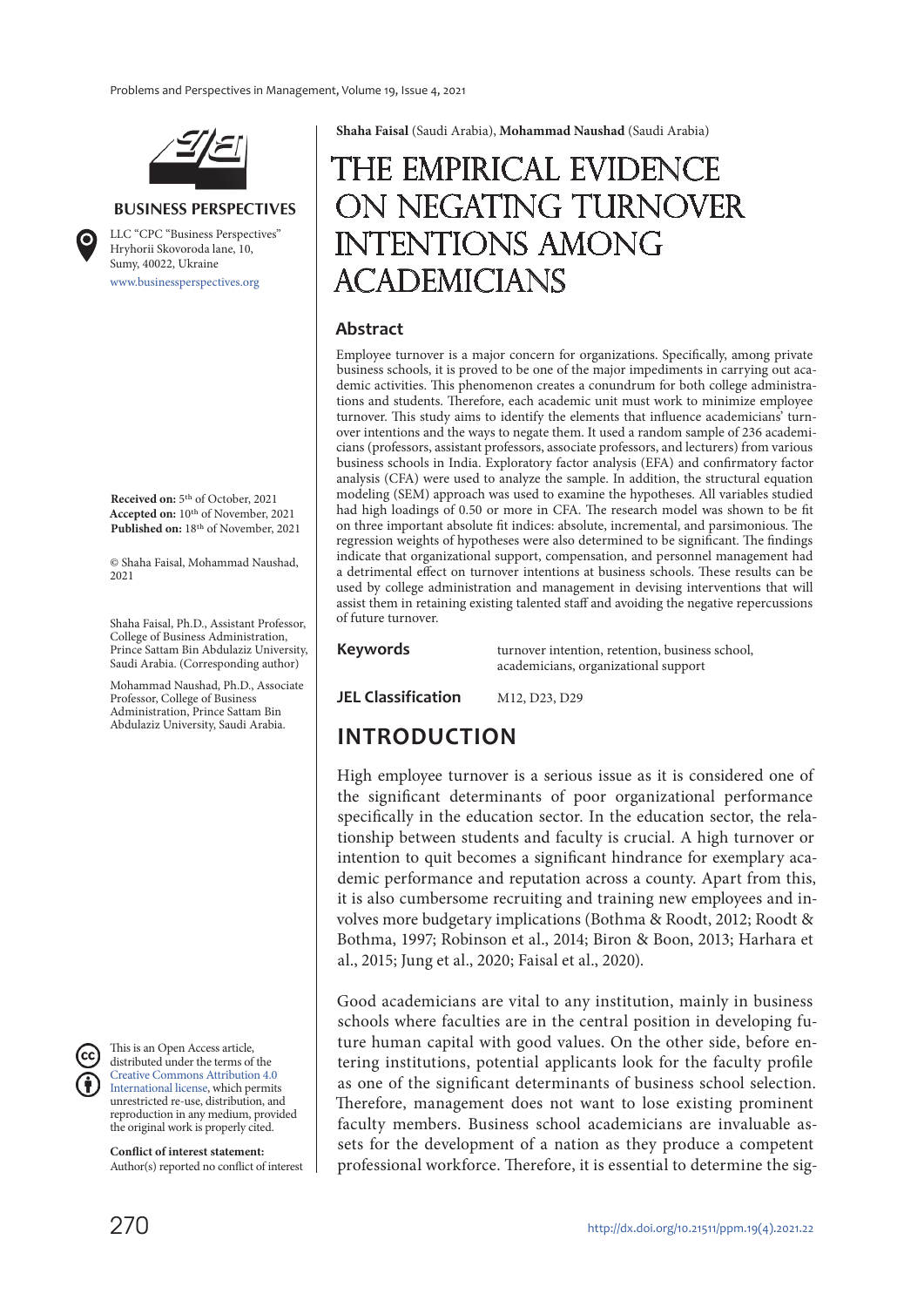Shaha Faisal (Saudi Arabia), Mohammad Naushad (Saudi Arabia)

# THE EMPIRICAL EVIDENCE ON NEGATING TURNOVER INTENTIONS AMONG ACADEMICIANS

## Abstract

Employee turnover is a major concern for organizations. Specifically, among private business schools, it is proved to be one of the major impediments in carrying out academic activities. This phenomenon creates a conundrum for both college administrations and students. Therefore, each academic unit must work to minimize employee turnover. This study aims to identify the elements that influence academicians' turnover intentions and the ways to negate them. It used a random sample of 236 academicians (professors, assistant professors, associate professors, and lecturers) from various business schools in India. Exploratory factor analysis (EFA) and confirmatory factor analysis (CFA) were used to analyze the sample. In addition, the structural equation modeling (SEM) approach was used to examine the hypotheses. All variables studied had high loadings of 0.50 or more in CFA. The research model was shown to be fit on three important absolute fit indices: absolute, incremental, and parsimonious. The regression weights of hypotheses were also determined to be significant. The findings indicate that organizational support, compensation, and personnel management had a detrimental effect on turnover intentions at business schools. These results can be used by college administration and management in devising interventions that will assist them in retaining existing talented staff and avoiding the negative repercussions of future turnover.

**Keywords** turnover intention, retention, business school, academicians, organizational support

**JEL Classification** M12, D23, D29

**BUSINESS PERSPECTIVES**

LLC "CPC "Business Perspectives"
Hryhorii Skovoroda lane, 10, Sumy, 40022, Ukraine
www.businessperspectives.org

**Received on:** 5th of October, 2021
**Accepted on:** 10th of November, 2021
**Published on:** 18th of November, 2021

© Shaha Faisal, Mohammad Naushad, 2021

Shaha Faisal, Ph.D., Assistant Professor, College of Business Administration, Prince Sattam Bin Abdulaziz University, Saudi Arabia. (Corresponding author)

Mohammad Naushad, Ph.D., Associate Professor, College of Business Administration, Prince Sattam Bin Abdulaziz University, Saudi Arabia.

This is an Open Access article, distributed under the terms of the Creative Commons Attribution 4.0 International license, which permits unrestricted re-use, distribution, and reproduction in any medium, provided the original work is properly cited.

**Conflict of interest statement:**
Author(s) reported no conflict of interest

## INTRODUCTION

High employee turnover is a serious issue as it is considered one of the significant determinants of poor organizational performance specifically in the education sector. In the education sector, the relationship between students and faculty is crucial. A high turnover or intention to quit becomes a significant hindrance for exemplary academic performance and reputation across a county. Apart from this, it is also cumbersome recruiting and training new employees and involves more budgetary implications (Bothma & Roodt, 2012; Roodt & Bothma, 1997; Robinson et al., 2014; Biron & Boon, 2013; Harhara et al., 2015; Jung et al., 2020; Faisal et al., 2020).

Good academicians are vital to any institution, mainly in business schools where faculties are in the central position in developing future human capital with good values. On the other side, before entering institutions, potential applicants look for the faculty profile as one of the significant determinants of business school selection. Therefore, management does not want to lose existing prominent faculty members. Business school academicians are invaluable assets for the development of a nation as they produce a competent professional workforce. Therefore, it is essential to determine the sig-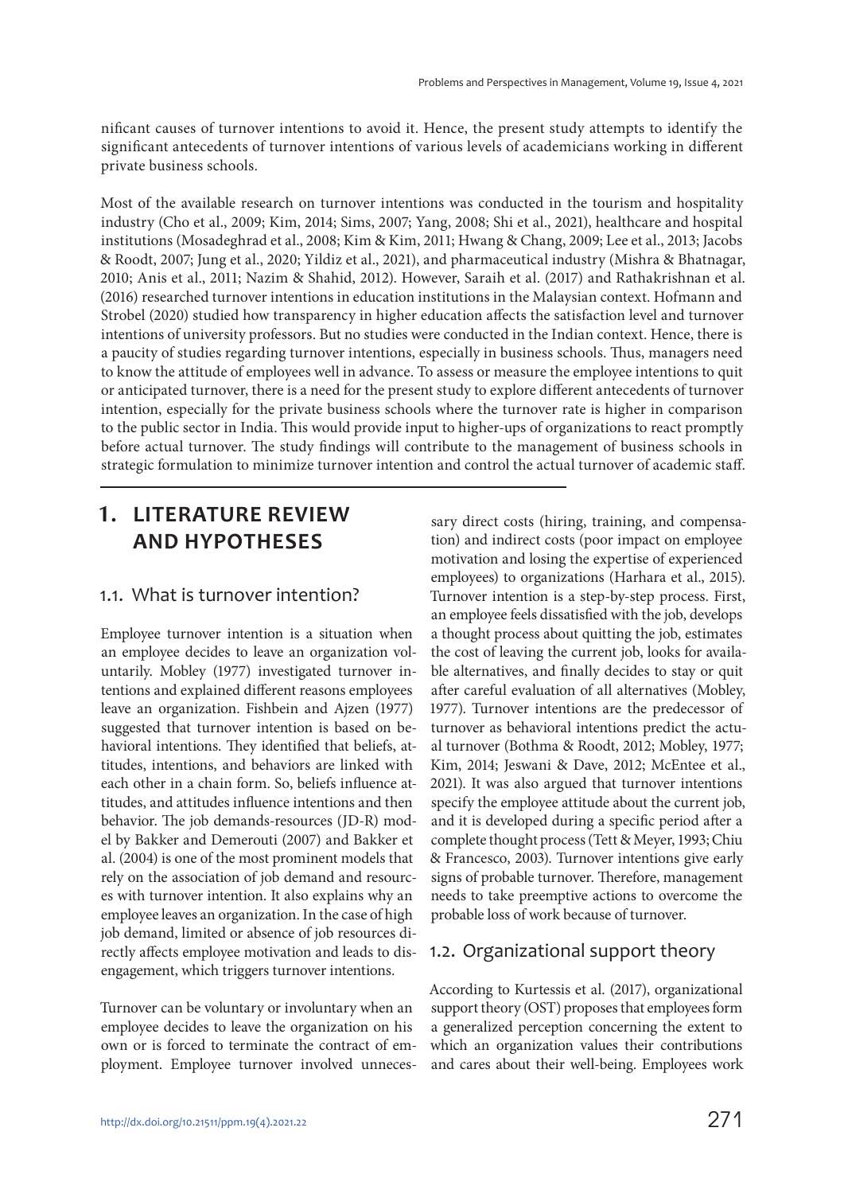nificant causes of turnover intentions to avoid it. Hence, the present study attempts to identify the significant antecedents of turnover intentions of various levels of academicians working in different private business schools.

Most of the available research on turnover intentions was conducted in the tourism and hospitality industry (Cho et al., 2009; Kim, 2014; Sims, 2007; Yang, 2008; Shi et al., 2021), healthcare and hospital institutions (Mosadeghrad et al., 2008; Kim & Kim, 2011; Hwang & Chang, 2009; Lee et al., 2013; Jacobs & Roodt, 2007; Jung et al., 2020; Yildiz et al., 2021), and pharmaceutical industry (Mishra & Bhatnagar, 2010; Anis et al., 2011; Nazim & Shahid, 2012). However, Saraih et al. (2017) and Rathakrishnan et al. (2016) researched turnover intentions in education institutions in the Malaysian context. Hofmann and Strobel (2020) studied how transparency in higher education affects the satisfaction level and turnover intentions of university professors. But no studies were conducted in the Indian context. Hence, there is a paucity of studies regarding turnover intentions, especially in business schools. Thus, managers need to know the attitude of employees well in advance. To assess or measure the employee intentions to quit or anticipated turnover, there is a need for the present study to explore different antecedents of turnover intention, especially for the private business schools where the turnover rate is higher in comparison to the public sector in India. This would provide input to higher-ups of organizations to react promptly before actual turnover. The study findings will contribute to the management of business schools in strategic formulation to minimize turnover intention and control the actual turnover of academic staff.

# 1. LITERATURE REVIEW AND HYPOTHESES

## 1.1. What is turnover intention?

Employee turnover intention is a situation when an employee decides to leave an organization voluntarily. Mobley (1977) investigated turnover intentions and explained different reasons employees leave an organization. Fishbein and Ajzen (1977) suggested that turnover intention is based on behavioral intentions. They identified that beliefs, attitudes, intentions, and behaviors are linked with each other in a chain form. So, beliefs influence attitudes, and attitudes influence intentions and then behavior. The job demands-resources (JD-R) model by Bakker and Demerouti (2007) and Bakker et al. (2004) is one of the most prominent models that rely on the association of job demand and resources with turnover intention. It also explains why an employee leaves an organization. In the case of high job demand, limited or absence of job resources directly affects employee motivation and leads to disengagement, which triggers turnover intentions.

Turnover can be voluntary or involuntary when an employee decides to leave the organization on his own or is forced to terminate the contract of employment. Employee turnover involved unnecessary direct costs (hiring, training, and compensation) and indirect costs (poor impact on employee motivation and losing the expertise of experienced employees) to organizations (Harhara et al., 2015). Turnover intention is a step-by-step process. First, an employee feels dissatisfied with the job, develops a thought process about quitting the job, estimates the cost of leaving the current job, looks for available alternatives, and finally decides to stay or quit after careful evaluation of all alternatives (Mobley, 1977). Turnover intentions are the predecessor of turnover as behavioral intentions predict the actual turnover (Bothma & Roodt, 2012; Mobley, 1977; Kim, 2014; Jeswani & Dave, 2012; McEntee et al., 2021). It was also argued that turnover intentions specify the employee attitude about the current job, and it is developed during a specific period after a complete thought process (Tett & Meyer, 1993; Chiu & Francesco, 2003). Turnover intentions give early signs of probable turnover. Therefore, management needs to take preemptive actions to overcome the probable loss of work because of turnover.

## 1.2. Organizational support theory

According to Kurtessis et al. (2017), organizational support theory (OST) proposes that employees form a generalized perception concerning the extent to which an organization values their contributions and cares about their well-being. Employees work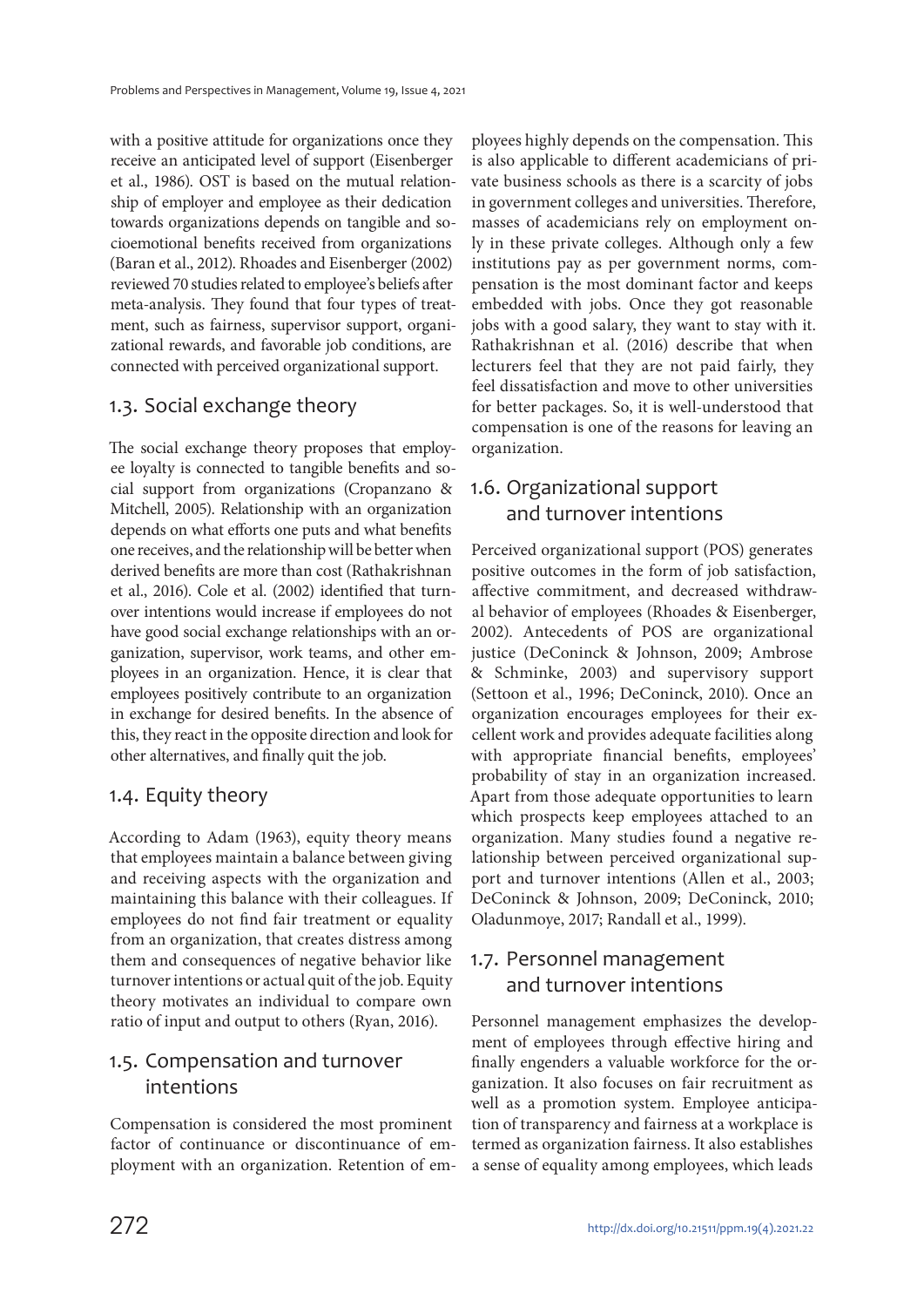with a positive attitude for organizations once they receive an anticipated level of support (Eisenberger et al., 1986). OST is based on the mutual relationship of employer and employee as their dedication towards organizations depends on tangible and socioemotional benefits received from organizations (Baran et al., 2012). Rhoades and Eisenberger (2002) reviewed 70 studies related to employee's beliefs after meta-analysis. They found that four types of treatment, such as fairness, supervisor support, organizational rewards, and favorable job conditions, are connected with perceived organizational support.

## 1.3. Social exchange theory

The social exchange theory proposes that employee loyalty is connected to tangible benefits and social support from organizations (Cropanzano & Mitchell, 2005). Relationship with an organization depends on what efforts one puts and what benefits one receives, and the relationship will be better when derived benefits are more than cost (Rathakrishnan et al., 2016). Cole et al. (2002) identified that turnover intentions would increase if employees do not have good social exchange relationships with an organization, supervisor, work teams, and other employees in an organization. Hence, it is clear that employees positively contribute to an organization in exchange for desired benefits. In the absence of this, they react in the opposite direction and look for other alternatives, and finally quit the job.

## 1.4. Equity theory

According to Adam (1963), equity theory means that employees maintain a balance between giving and receiving aspects with the organization and maintaining this balance with their colleagues. If employees do not find fair treatment or equality from an organization, that creates distress among them and consequences of negative behavior like turnover intentions or actual quit of the job. Equity theory motivates an individual to compare own ratio of input and output to others (Ryan, 2016).

## 1.5. Compensation and turnover intentions

Compensation is considered the most prominent factor of continuance or discontinuance of employment with an organization. Retention of employees highly depends on the compensation. This is also applicable to different academicians of private business schools as there is a scarcity of jobs in government colleges and universities. Therefore, masses of academicians rely on employment only in these private colleges. Although only a few institutions pay as per government norms, compensation is the most dominant factor and keeps embedded with jobs. Once they got reasonable jobs with a good salary, they want to stay with it. Rathakrishnan et al. (2016) describe that when lecturers feel that they are not paid fairly, they feel dissatisfaction and move to other universities for better packages. So, it is well-understood that compensation is one of the reasons for leaving an organization.

## 1.6. Organizational support and turnover intentions

Perceived organizational support (POS) generates positive outcomes in the form of job satisfaction, affective commitment, and decreased withdrawal behavior of employees (Rhoades & Eisenberger, 2002). Antecedents of POS are organizational justice (DeConinck & Johnson, 2009; Ambrose & Schminke, 2003) and supervisory support (Settoon et al., 1996; DeConinck, 2010). Once an organization encourages employees for their excellent work and provides adequate facilities along with appropriate financial benefits, employees' probability of stay in an organization increased. Apart from those adequate opportunities to learn which prospects keep employees attached to an organization. Many studies found a negative relationship between perceived organizational support and turnover intentions (Allen et al., 2003; DeConinck & Johnson, 2009; DeConinck, 2010; Oladunmoye, 2017; Randall et al., 1999).

## 1.7. Personnel management and turnover intentions

Personnel management emphasizes the development of employees through effective hiring and finally engenders a valuable workforce for the organization. It also focuses on fair recruitment as well as a promotion system. Employee anticipation of transparency and fairness at a workplace is termed as organization fairness. It also establishes a sense of equality among employees, which leads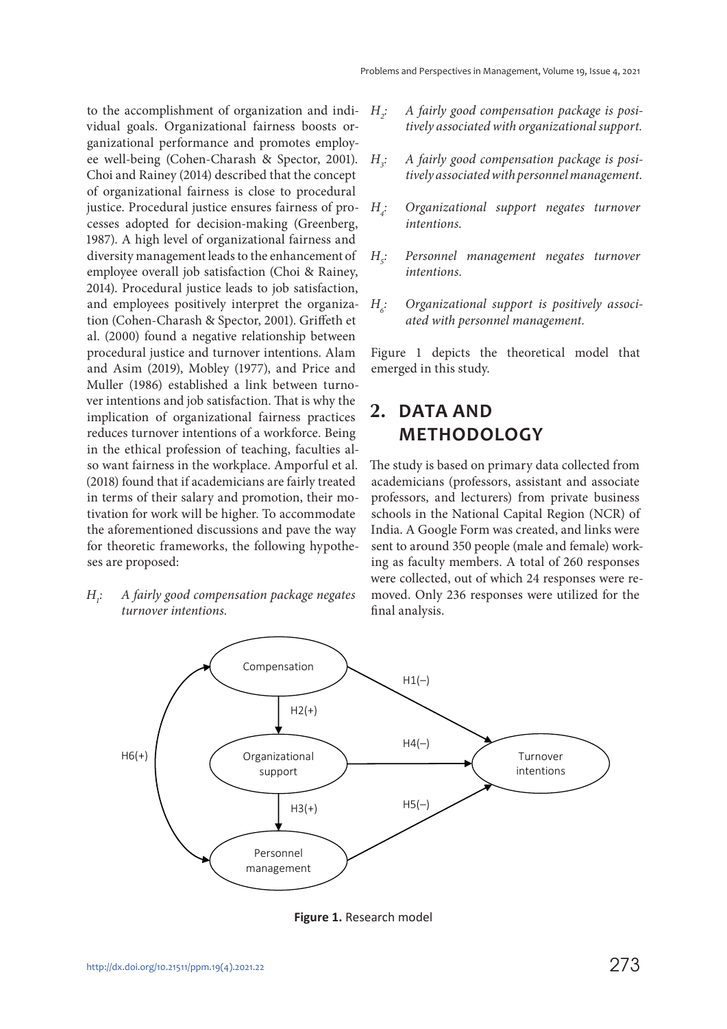to the accomplishment of organization and individual goals. Organizational fairness boosts organizational performance and promotes employee well-being (Cohen-Charash & Spector, 2001). Choi and Rainey (2014) described that the concept of organizational fairness is close to procedural justice. Procedural justice ensures fairness of processes adopted for decision-making (Greenberg, 1987). A high level of organizational fairness and diversity management leads to the enhancement of employee overall job satisfaction (Choi & Rainey, 2014). Procedural justice leads to job satisfaction, and employees positively interpret the organization (Cohen-Charash & Spector, 2001). Griffeth et al. (2000) found a negative relationship between procedural justice and turnover intentions. Alam and Asim (2019), Mobley (1977), and Price and Muller (1986) established a link between turnover intentions and job satisfaction. That is why the implication of organizational fairness practices reduces turnover intentions of a workforce. Being in the ethical profession of teaching, faculties also want fairness in the workplace. Amporful et al. (2018) found that if academicians are fairly treated in terms of their salary and promotion, their motivation for work will be higher. To accommodate the aforementioned discussions and pave the way for theoretic frameworks, the following hypotheses are proposed:

$H_1$: *A fairly good compensation package negates turnover intentions.*

$H_2$: *A fairly good compensation package is positively associated with organizational support.*

$H_3$: *A fairly good compensation package is positively associated with personnel management.*

$H_4$: *Organizational support negates turnover intentions.*

$H_5$: *Personnel management negates turnover intentions.*

$H_6$: *Organizational support is positively associated with personnel management.*

Figure 1 depicts the theoretical model that emerged in this study.

## 2. DATA AND METHODOLOGY

The study is based on primary data collected from academicians (professors, assistant and associate professors, and lecturers) from private business schools in the National Capital Region (NCR) of India. A Google Form was created, and links were sent to around 350 people (male and female) working as faculty members. A total of 260 responses were collected, out of which 24 responses were removed. Only 236 responses were utilized for the final analysis.

**Figure 1.** Research model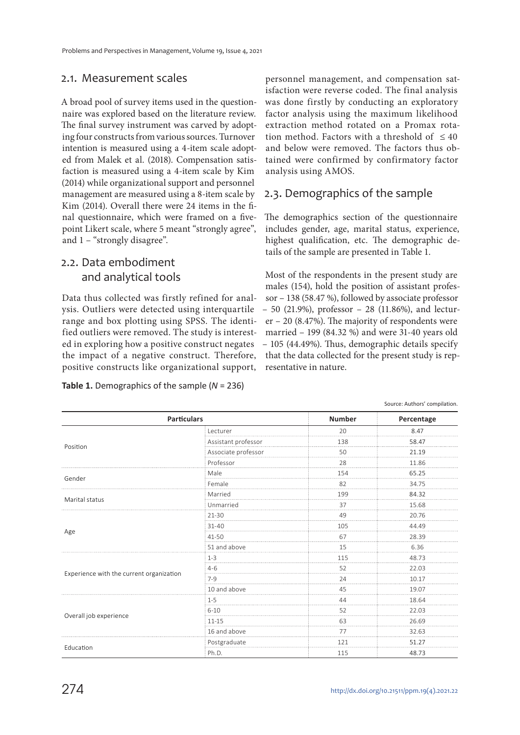## 2.1. Measurement scales

A broad pool of survey items used in the questionnaire was explored based on the literature review. The final survey instrument was carved by adopting four constructs from various sources. Turnover intention is measured using a 4-item scale adopted from Malek et al. (2018). Compensation satisfaction is measured using a 4-item scale by Kim (2014) while organizational support and personnel management are measured using a 8-item scale by Kim (2014). Overall there were 24 items in the final questionnaire, which were framed on a five-point Likert scale, where 5 meant "strongly agree", and 1 – "strongly disagree".

## 2.2. Data embodiment and analytical tools

Data thus collected was firstly refined for analysis. Outliers were detected using interquartile range and box plotting using SPSS. The identified outliers were removed. The study is interested in exploring how a positive construct negates the impact of a negative construct. Therefore, positive constructs like organizational support, personnel management, and compensation satisfaction were reverse coded. The final analysis was done firstly by conducting an exploratory factor analysis using the maximum likelihood extraction method rotated on a Promax rotation method. Factors with a threshold of $\leq 40$ and below were removed. The factors thus obtained were confirmed by confirmatory factor analysis using AMOS.

## 2.3. Demographics of the sample

The demographics section of the questionnaire includes gender, age, marital status, experience, highest qualification, etc. The demographic details of the sample are presented in Table 1.

Most of the respondents in the present study are males (154), hold the position of assistant professor – 138 (58.47 %), followed by associate professor – 50 (21.9%), professor – 28 (11.86%), and lecturer – 20 (8.47%). The majority of respondents were married – 199 (84.32 %) and were 31-40 years old – 105 (44.49%). Thus, demographic details specify that the data collected for the present study is representative in nature.

**Table 1.** Demographics of the sample (*N* = 236)

Source: Authors' compilation.

| Particulars | | Number | Percentage |
|---|---|---|---|
| Position | Lecturer | 20 | 8.47 |
| | Assistant professor | 138 | 58.47 |
| | Associate professor | 50 | 21.19 |
| | Professor | 28 | 11.86 |
| Gender | Male | 154 | 65.25 |
| | Female | 82 | 34.75 |
| Marital status | Married | 199 | 84.32 |
| | Unmarried | 37 | 15.68 |
| Age | 21-30 | 49 | 20.76 |
| | 31-40 | 105 | 44.49 |
| | 41-50 | 67 | 28.39 |
| | 51 and above | 15 | 6.36 |
| Experience with the current organization | 1-3 | 115 | 48.73 |
| | 4-6 | 52 | 22.03 |
| | 7-9 | 24 | 10.17 |
| | 10 and above | 45 | 19.07 |
| Overall job experience | 1-5 | 44 | 18.64 |
| | 6-10 | 52 | 22.03 |
| | 11-15 | 63 | 26.69 |
| | 16 and above | 77 | 32.63 |
| Education | Postgraduate | 121 | 51.27 |
| | Ph.D. | 115 | 48.73 |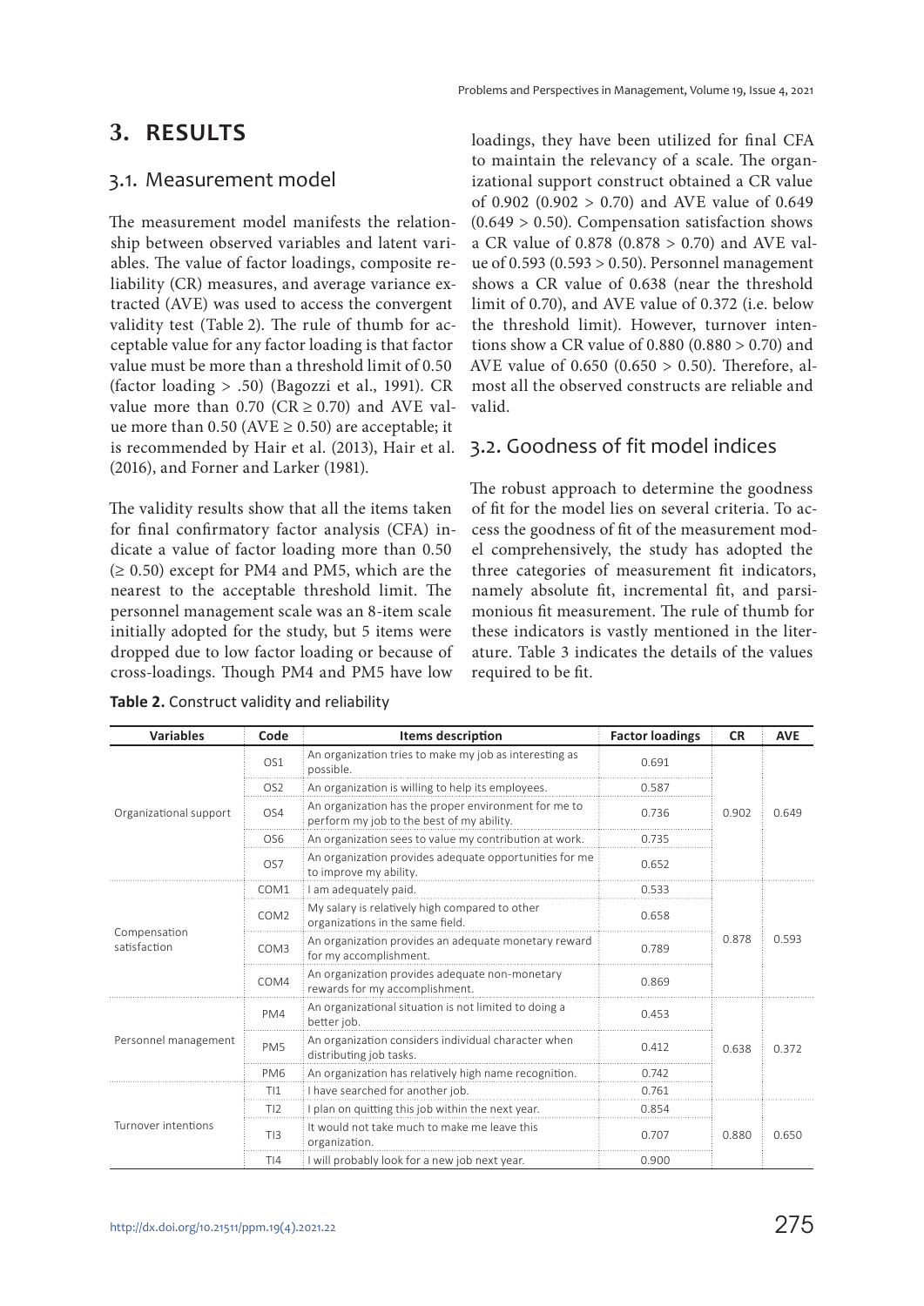# 3. RESULTS

## 3.1. Measurement model

The measurement model manifests the relationship between observed variables and latent variables. The value of factor loadings, composite reliability (CR) measures, and average variance extracted (AVE) was used to access the convergent validity test (Table 2). The rule of thumb for acceptable value for any factor loading is that factor value must be more than a threshold limit of 0.50 (factor loading > .50) (Bagozzi et al., 1991). CR value more than 0.70 (CR ≥ 0.70) and AVE value more than 0.50 (AVE ≥ 0.50) are acceptable; it is recommended by Hair et al. (2013), Hair et al. (2016), and Forner and Larker (1981).

The validity results show that all the items taken for final confirmatory factor analysis (CFA) indicate a value of factor loading more than 0.50 (≥ 0.50) except for PM4 and PM5, which are the nearest to the acceptable threshold limit. The personnel management scale was an 8-item scale initially adopted for the study, but 5 items were dropped due to low factor loading or because of cross-loadings. Though PM4 and PM5 have low loadings, they have been utilized for final CFA to maintain the relevancy of a scale. The organizational support construct obtained a CR value of 0.902 (0.902 > 0.70) and AVE value of 0.649 (0.649 > 0.50). Compensation satisfaction shows a CR value of 0.878 (0.878 > 0.70) and AVE value of 0.593 (0.593 > 0.50). Personnel management shows a CR value of 0.638 (near the threshold limit of 0.70), and AVE value of 0.372 (i.e. below the threshold limit). However, turnover intentions show a CR value of 0.880 (0.880 > 0.70) and AVE value of 0.650 (0.650 > 0.50). Therefore, almost all the observed constructs are reliable and valid.

## 3.2. Goodness of fit model indices

The robust approach to determine the goodness of fit for the model lies on several criteria. To access the goodness of fit of the measurement model comprehensively, the study has adopted the three categories of measurement fit indicators, namely absolute fit, incremental fit, and parsimonious fit measurement. The rule of thumb for these indicators is vastly mentioned in the literature. Table 3 indicates the details of the values required to be fit.

**Table 2.** Construct validity and reliability

| Variables | Code | Items description | Factor loadings | CR | AVE |
|---|---|---|---|---|---|
| Organizational support | OS1 | An organization tries to make my job as interesting as possible. | 0.691 | 0.902 | 0.649 |
| | OS2 | An organization is willing to help its employees. | 0.587 | | |
| | OS4 | An organization has the proper environment for me to perform my job to the best of my ability. | 0.736 | | |
| | OS6 | An organization sees to value my contribution at work. | 0.735 | | |
| | OS7 | An organization provides adequate opportunities for me to improve my ability. | 0.652 | | |
| Compensation satisfaction | COM1 | I am adequately paid. | 0.533 | 0.878 | 0.593 |
| | COM2 | My salary is relatively high compared to other organizations in the same field. | 0.658 | | |
| | COM3 | An organization provides an adequate monetary reward for my accomplishment. | 0.789 | | |
| | COM4 | An organization provides adequate non-monetary rewards for my accomplishment. | 0.869 | | |
| Personnel management | PM4 | An organizational situation is not limited to doing a better job. | 0.453 | 0.638 | 0.372 |
| | PM5 | An organization considers individual character when distributing job tasks. | 0.412 | | |
| | PM6 | An organization has relatively high name recognition. | 0.742 | | |
| Turnover intentions | TI1 | I have searched for another job. | 0.761 | 0.880 | 0.650 |
| | TI2 | I plan on quitting this job within the next year. | 0.854 | | |
| | TI3 | It would not take much to make me leave this organization. | 0.707 | | |
| | TI4 | I will probably look for a new job next year. | 0.900 | | |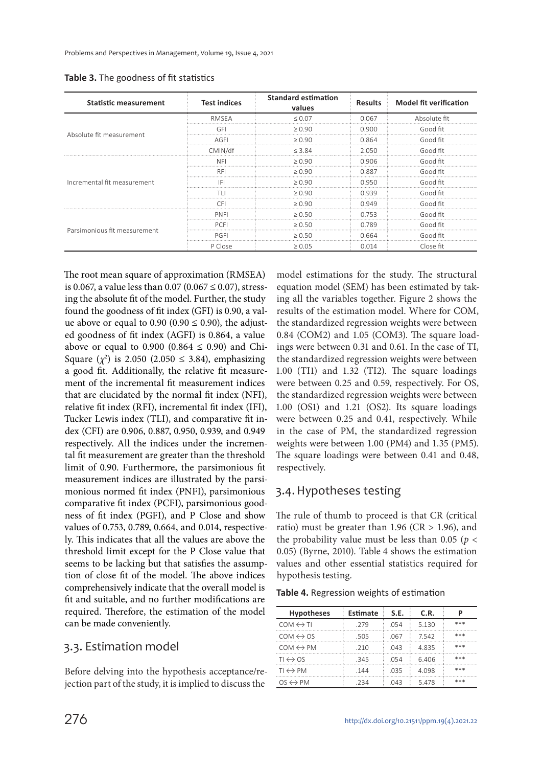**Table 3.** The goodness of fit statistics

| Statistic measurement | Test indices | Standard estimation values | Results | Model fit verification |
|---|---|---|---|---|
| Absolute fit measurement | RMSEA | ≤ 0.07 | 0.067 | Absolute fit |
| | GFI | ≥ 0.90 | 0.900 | Good fit |
| | AGFI | ≥ 0.90 | 0.864 | Good fit |
| | CMIN/df | ≤ 3.84 | 2.050 | Good fit |
| Incremental fit measurement | NFI | ≥ 0.90 | 0.906 | Good fit |
| | RFI | ≥ 0.90 | 0.887 | Good fit |
| | IFI | ≥ 0.90 | 0.950 | Good fit |
| | TLI | ≥ 0.90 | 0.939 | Good fit |
| | CFI | ≥ 0.90 | 0.949 | Good fit |
| Parsimonious fit measurement | PNFI | ≥ 0.50 | 0.753 | Good fit |
| | PCFI | ≥ 0.50 | 0.789 | Good fit |
| | PGFI | ≥ 0.50 | 0.664 | Good fit |
| | P Close | ≥ 0.05 | 0.014 | Close fit |

The root mean square of approximation (RMSEA) is 0.067, a value less than 0.07 (0.067 ≤ 0.07), stressing the absolute fit of the model. Further, the study found the goodness of fit index (GFI) is 0.90, a value above or equal to 0.90 (0.90 ≤ 0.90), the adjusted goodness of fit index (AGFI) is 0.864, a value above or equal to 0.900 (0.864 ≤ 0.90) and Chi-Square ($\chi^2$) is 2.050 (2.050 ≤ 3.84), emphasizing a good fit. Additionally, the relative fit measurement of the incremental fit measurement indices that are elucidated by the normal fit index (NFI), relative fit index (RFI), incremental fit index (IFI), Tucker Lewis index (TLI), and comparative fit index (CFI) are 0.906, 0.887, 0.950, 0.939, and 0.949 respectively. All the indices under the incremental fit measurement are greater than the threshold limit of 0.90. Furthermore, the parsimonious fit measurement indices are illustrated by the parsimonious normed fit index (PNFI), parsimonious comparative fit index (PCFI), parsimonious goodness of fit index (PGFI), and P Close and show values of 0.753, 0.789, 0.664, and 0.014, respectively. This indicates that all the values are above the threshold limit except for the P Close value that seems to be lacking but that satisfies the assumption of close fit of the model. The above indices comprehensively indicate that the overall model is fit and suitable, and no further modifications are required. Therefore, the estimation of the model can be made conveniently.

## 3.3. Estimation model

Before delving into the hypothesis acceptance/rejection part of the study, it is implied to discuss the model estimations for the study. The structural equation model (SEM) has been estimated by taking all the variables together. Figure 2 shows the results of the estimation model. Where for COM, the standardized regression weights were between 0.84 (COM2) and 1.05 (COM3). The square loadings were between 0.31 and 0.61. In the case of TI, the standardized regression weights were between 1.00 (TI1) and 1.32 (TI2). The square loadings were between 0.25 and 0.59, respectively. For OS, the standardized regression weights were between 1.00 (OS1) and 1.21 (OS2). Its square loadings were between 0.25 and 0.41, respectively. While in the case of PM, the standardized regression weights were between 1.00 (PM4) and 1.35 (PM5). The square loadings were between 0.41 and 0.48, respectively.

## 3.4. Hypotheses testing

The rule of thumb to proceed is that CR (critical ratio) must be greater than 1.96 (CR > 1.96), and the probability value must be less than 0.05 ($p < 0.05$) (Byrne, 2010). Table 4 shows the estimation values and other essential statistics required for hypothesis testing.

**Table 4.** Regression weights of estimation

| Hypotheses | Estimate | S.E. | C.R. | P |
|---|---|---|---|---|
| COM ↔ TI | .279 | .054 | 5.130 | *** |
| COM ↔ OS | .505 | .067 | 7.542 | *** |
| COM ↔ PM | .210 | .043 | 4.835 | *** |
| TI ↔ OS | .345 | .054 | 6.406 | *** |
| TI ↔ PM | .144 | .035 | 4.098 | *** |
| OS ↔ PM | .234 | .043 | 5.478 | *** |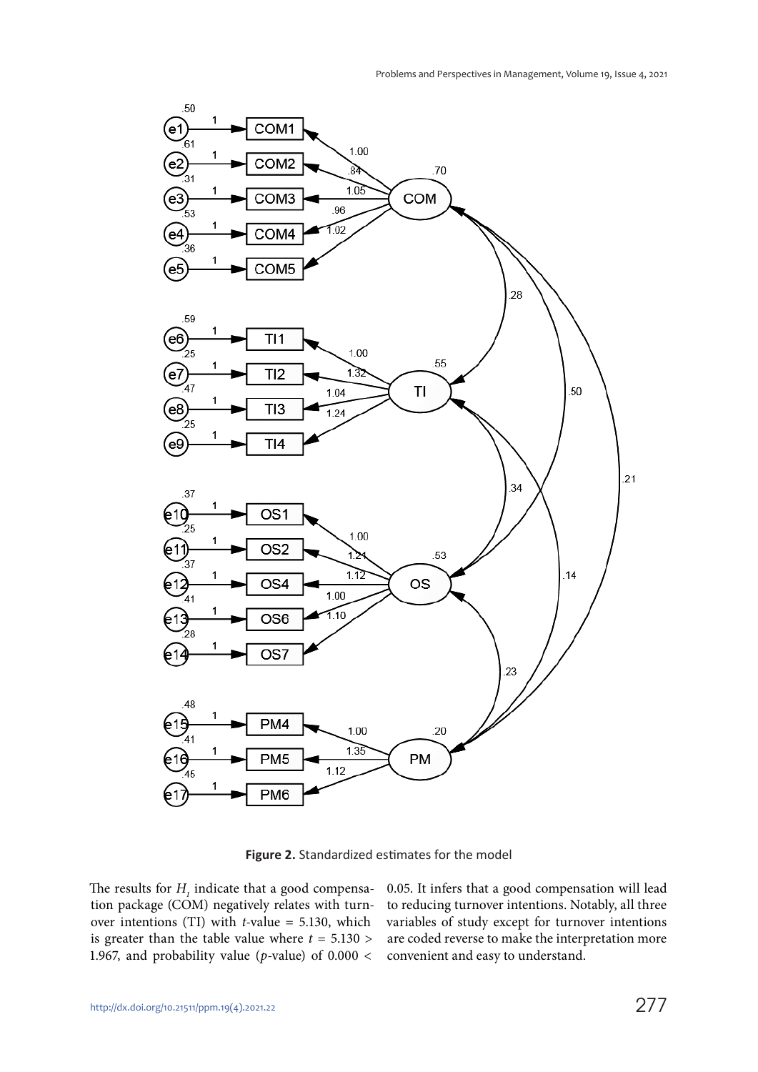**Figure 2.** Standardized estimates for the model

The results for $H_1$ indicate that a good compensation package (COM) negatively relates with turnover intentions (TI) with *t*-value = 5.130, which is greater than the table value where $t = 5.130 > 1.967$, and probability value (*p*-value) of $0.000 < 0.05$. It infers that a good compensation will lead to reducing turnover intentions. Notably, all three variables of study except for turnover intentions are coded reverse to make the interpretation more convenient and easy to understand.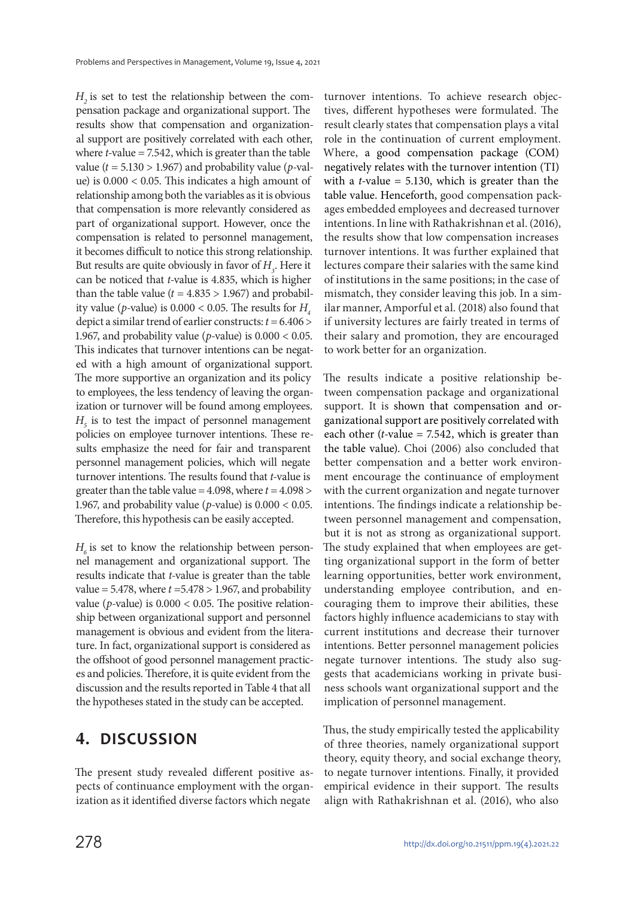$H_2$ is set to test the relationship between the compensation package and organizational support. The results show that compensation and organizational support are positively correlated with each other, where *t*-value = 7.542, which is greater than the table value ($t$ = 5.130 > 1.967) and probability value (*p*-value) is 0.000 < 0.05. This indicates a high amount of relationship among both the variables as it is obvious that compensation is more relevantly considered as part of organizational support. However, once the compensation is related to personnel management, it becomes difficult to notice this strong relationship. But results are quite obviously in favor of $H_3$. Here it can be noticed that *t*-value is 4.835, which is higher than the table value ($t$ = 4.835 > 1.967) and probability value (*p*-value) is 0.000 < 0.05. The results for $H_4$ depict a similar trend of earlier constructs: $t$ = 6.406 > 1.967, and probability value (*p*-value) is 0.000 < 0.05. This indicates that turnover intentions can be negated with a high amount of organizational support. The more supportive an organization and its policy to employees, the less tendency of leaving the organization or turnover will be found among employees. $H_5$ is to test the impact of personnel management policies on employee turnover intentions. These results emphasize the need for fair and transparent personnel management policies, which will negate turnover intentions. The results found that *t*-value is greater than the table value = 4.098, where $t$ = 4.098 > 1.967, and probability value (*p*-value) is 0.000 < 0.05. Therefore, this hypothesis can be easily accepted.

$H_6$ is set to know the relationship between personnel management and organizational support. The results indicate that *t*-value is greater than the table value = 5.478, where $t$ =5.478 > 1.967, and probability value (*p*-value) is 0.000 < 0.05. The positive relationship between organizational support and personnel management is obvious and evident from the literature. In fact, organizational support is considered as the offshoot of good personnel management practices and policies. Therefore, it is quite evident from the discussion and the results reported in Table 4 that all the hypotheses stated in the study can be accepted.

## 4. DISCUSSION

The present study revealed different positive aspects of continuance employment with the organization as it identified diverse factors which negate turnover intentions. To achieve research objectives, different hypotheses were formulated. The result clearly states that compensation plays a vital role in the continuation of current employment. Where, a good compensation package (COM) negatively relates with the turnover intention (TI) with a *t*-value = 5.130, which is greater than the table value. Henceforth, good compensation packages embedded employees and decreased turnover intentions. In line with Rathakrishnan et al. (2016), the results show that low compensation increases turnover intentions. It was further explained that lectures compare their salaries with the same kind of institutions in the same positions; in the case of mismatch, they consider leaving this job. In a similar manner, Amporful et al. (2018) also found that if university lectures are fairly treated in terms of their salary and promotion, they are encouraged to work better for an organization.

The results indicate a positive relationship between compensation package and organizational support. It is shown that compensation and organizational support are positively correlated with each other (*t*-value = 7.542, which is greater than the table value). Choi (2006) also concluded that better compensation and a better work environment encourage the continuance of employment with the current organization and negate turnover intentions. The findings indicate a relationship between personnel management and compensation, but it is not as strong as organizational support. The study explained that when employees are getting organizational support in the form of better learning opportunities, better work environment, understanding employee contribution, and encouraging them to improve their abilities, these factors highly influence academicians to stay with current institutions and decrease their turnover intentions. Better personnel management policies negate turnover intentions. The study also suggests that academicians working in private business schools want organizational support and the implication of personnel management.

Thus, the study empirically tested the applicability of three theories, namely organizational support theory, equity theory, and social exchange theory, to negate turnover intentions. Finally, it provided empirical evidence in their support. The results align with Rathakrishnan et al. (2016), who also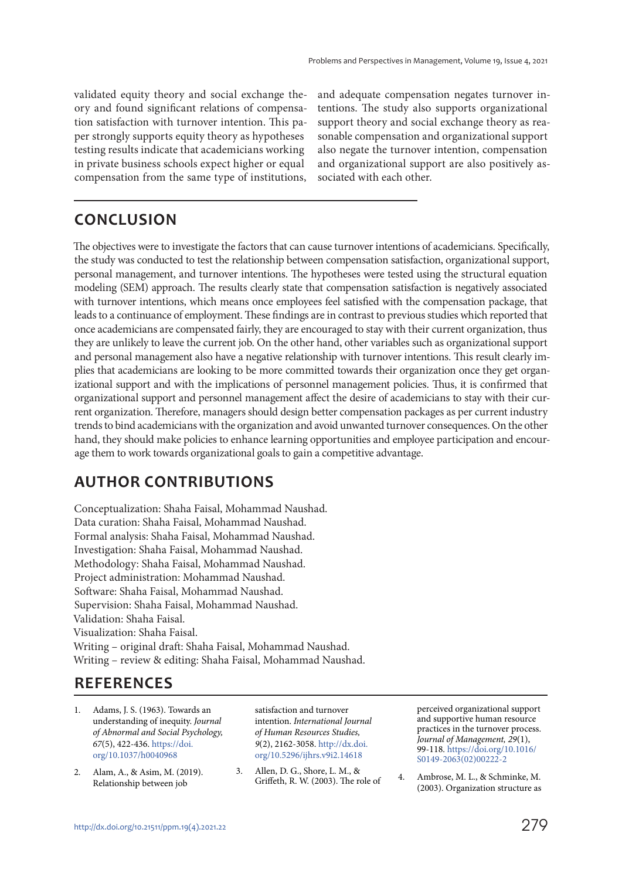validated equity theory and social exchange theory and found significant relations of compensation satisfaction with turnover intention. This paper strongly supports equity theory as hypotheses testing results indicate that academicians working in private business schools expect higher or equal compensation from the same type of institutions, and adequate compensation negates turnover intentions. The study also supports organizational support theory and social exchange theory as reasonable compensation and organizational support also negate the turnover intention, compensation and organizational support are also positively associated with each other.

## CONCLUSION

The objectives were to investigate the factors that can cause turnover intentions of academicians. Specifically, the study was conducted to test the relationship between compensation satisfaction, organizational support, personal management, and turnover intentions. The hypotheses were tested using the structural equation modeling (SEM) approach. The results clearly state that compensation satisfaction is negatively associated with turnover intentions, which means once employees feel satisfied with the compensation package, that leads to a continuance of employment. These findings are in contrast to previous studies which reported that once academicians are compensated fairly, they are encouraged to stay with their current organization, thus they are unlikely to leave the current job. On the other hand, other variables such as organizational support and personal management also have a negative relationship with turnover intentions. This result clearly implies that academicians are looking to be more committed towards their organization once they get organizational support and with the implications of personnel management policies. Thus, it is confirmed that organizational support and personnel management affect the desire of academicians to stay with their current organization. Therefore, managers should design better compensation packages as per current industry trends to bind academicians with the organization and avoid unwanted turnover consequences. On the other hand, they should make policies to enhance learning opportunities and employee participation and encourage them to work towards organizational goals to gain a competitive advantage.

## AUTHOR CONTRIBUTIONS

Conceptualization: Shaha Faisal, Mohammad Naushad.
Data curation: Shaha Faisal, Mohammad Naushad.
Formal analysis: Shaha Faisal, Mohammad Naushad.
Investigation: Shaha Faisal, Mohammad Naushad.
Methodology: Shaha Faisal, Mohammad Naushad.
Project administration: Mohammad Naushad.
Software: Shaha Faisal, Mohammad Naushad.
Supervision: Shaha Faisal, Mohammad Naushad.
Validation: Shaha Faisal.
Visualization: Shaha Faisal.
Writing – original draft: Shaha Faisal, Mohammad Naushad.
Writing – review & editing: Shaha Faisal, Mohammad Naushad.

## REFERENCES

1. Adams, J. S. (1963). Towards an understanding of inequity. *Journal of Abnormal and Social Psychology, 67*(5), 422-436. https://doi.org/10.1037/h0040968
2. Alam, A., & Asim, M. (2019). Relationship between job satisfaction and turnover intention. *International Journal of Human Resources Studies, 9*(2), 2162-3058. http://dx.doi.org/10.5296/ijhrs.v9i2.14618
3. Allen, D. G., Shore, L. M., & Griffeth, R. W. (2003). The role of perceived organizational support and supportive human resource practices in the turnover process. *Journal of Management, 29*(1), 99-118. https://doi.org/10.1016/S0149-2063(02)00222-2
4. Ambrose, M. L., & Schminke, M. (2003). Organization structure as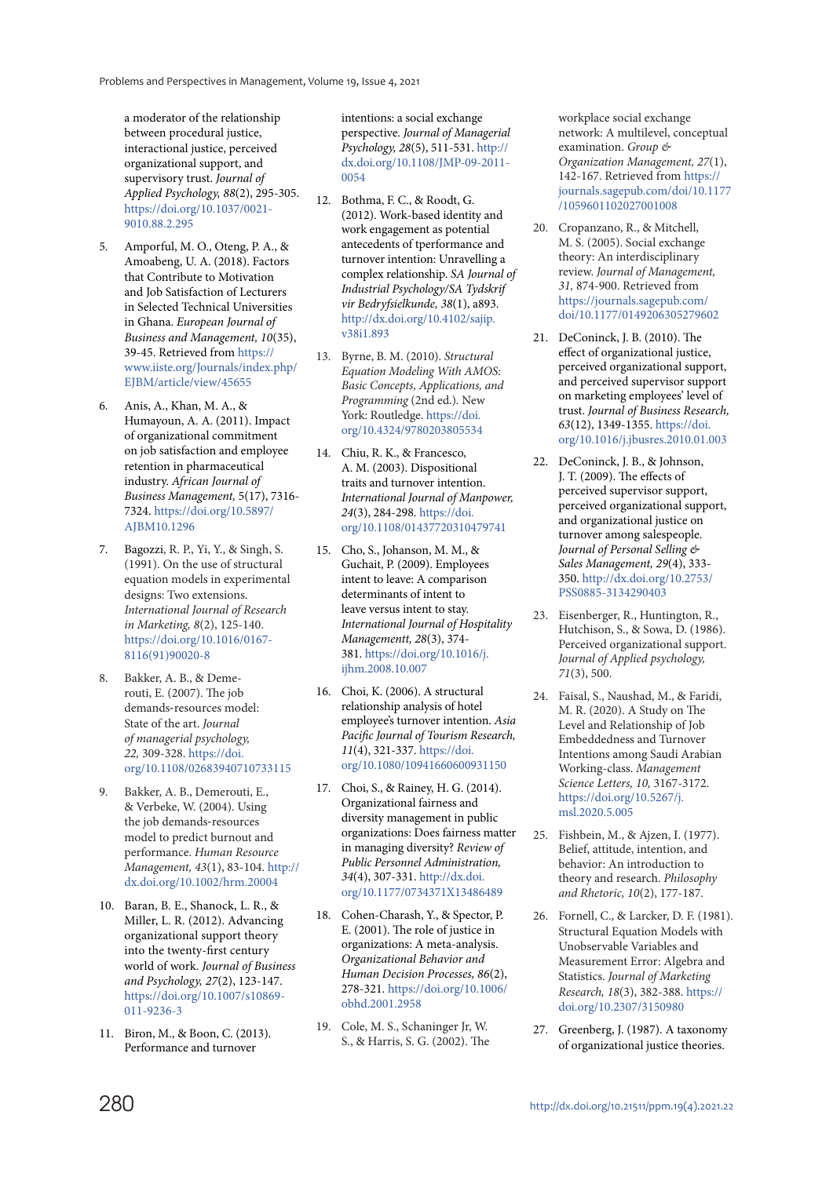a moderator of the relationship between procedural justice, interactional justice, perceived organizational support, and supervisory trust. *Journal of Applied Psychology, 88*(2), 295-305. https://doi.org/10.1037/0021-9010.88.2.295

5. Amporful, M. O., Oteng, P. A., & Amoabeng, U. A. (2018). Factors that Contribute to Motivation and Job Satisfaction of Lecturers in Selected Technical Universities in Ghana. *European Journal of Business and Management, 10*(35), 39-45. Retrieved from https://www.iiste.org/Journals/index.php/EJBM/article/view/45655

6. Anis, A., Khan, M. A., & Humayoun, A. A. (2011). Impact of organizational commitment on job satisfaction and employee retention in pharmaceutical industry. *African Journal of Business Management,* 5(17), 7316-7324. https://doi.org/10.5897/AJBM10.1296

7. Bagozzi, R. P., Yi, Y., & Singh, S. (1991). On the use of structural equation models in experimental designs: Two extensions. *International Journal of Research in Marketing, 8*(2), 125-140. https://doi.org/10.1016/0167-8116(91)90020-8

8. Bakker, A. B., & Demerouti, E. (2007). The job demands-resources model: State of the art. *Journal of managerial psychology, 22,* 309-328. https://doi.org/10.1108/02683940710733115

9. Bakker, A. B., Demerouti, E., & Verbeke, W. (2004). Using the job demands-resources model to predict burnout and performance. *Human Resource Management, 43*(1), 83-104. http://dx.doi.org/10.1002/hrm.20004

10. Baran, B. E., Shanock, L. R., & Miller, L. R. (2012). Advancing organizational support theory into the twenty-first century world of work. *Journal of Business and Psychology, 27*(2), 123-147. https://doi.org/10.1007/s10869-011-9236-3

11. Biron, M., & Boon, C. (2013). Performance and turnover intentions: a social exchange perspective. *Journal of Managerial Psychology, 28*(5), 511-531. http://dx.doi.org/10.1108/JMP-09-2011-0054

12. Bothma, F. C., & Roodt, G. (2012). Work-based identity and work engagement as potential antecedents of tperformance and turnover intention: Unravelling a complex relationship. *SA Journal of Industrial Psychology/SA Tydskrif vir Bedryfsielkunde, 38*(1), a893. http://dx.doi.org/10.4102/sajip.v38i1.893

13. Byrne, B. M. (2010). *Structural Equation Modeling With AMOS: Basic Concepts, Applications, and Programming* (2nd ed.). New York: Routledge. https://doi.org/10.4324/9780203805534

14. Chiu, R. K., & Francesco, A. M. (2003). Dispositional traits and turnover intention. *International Journal of Manpower, 24*(3), 284-298. https://doi.org/10.1108/01437720310479741

15. Cho, S., Johanson, M. M., & Guchait, P. (2009). Employees intent to leave: A comparison determinants of intent to leave versus intent to stay. *International Journal of Hospitality Managementt, 28*(3), 374-381. https://doi.org/10.1016/j.ijhm.2008.10.007

16. Choi, K. (2006). A structural relationship analysis of hotel employee's turnover intention. *Asia Pacific Journal of Tourism Research, 11*(4), 321-337. https://doi.org/10.1080/10941660600931150

17. Choi, S., & Rainey, H. G. (2014). Organizational fairness and diversity management in public organizations: Does fairness matter in managing diversity? *Review of Public Personnel Administration, 34*(4), 307-331. http://dx.doi.org/10.1177/0734371X13486489

18. Cohen-Charash, Y., & Spector, P. E. (2001). The role of justice in organizations: A meta-analysis. *Organizational Behavior and Human Decision Processes, 86*(2), 278-321. https://doi.org/10.1006/obhd.2001.2958

19. Cole, M. S., Schaninger Jr, W. S., & Harris, S. G. (2002). The workplace social exchange network: A multilevel, conceptual examination. *Group & Organization Management, 27*(1), 142-167. Retrieved from https://journals.sagepub.com/doi/10.1177/1059601102027001008

20. Cropanzano, R., & Mitchell, M. S. (2005). Social exchange theory: An interdisciplinary review. *Journal of Management, 31,* 874-900. Retrieved from https://journals.sagepub.com/doi/10.1177/0149206305279602

21. DeConinck, J. B. (2010). The effect of organizational justice, perceived organizational support, and perceived supervisor support on marketing employees' level of trust. *Journal of Business Research, 63*(12), 1349-1355. https://doi.org/10.1016/j.jbusres.2010.01.003

22. DeConinck, J. B., & Johnson, J. T. (2009). The effects of perceived supervisor support, perceived organizational support, and organizational justice on turnover among salespeople. *Journal of Personal Selling & Sales Management, 29*(4), 333-350. http://dx.doi.org/10.2753/PSS0885-3134290403

23. Eisenberger, R., Huntington, R., Hutchison, S., & Sowa, D. (1986). Perceived organizational support. *Journal of Applied psychology, 71*(3), 500.

24. Faisal, S., Naushad, M., & Faridi, M. R. (2020). A Study on The Level and Relationship of Job Embeddedness and Turnover Intentions among Saudi Arabian Working-class. *Management Science Letters, 10,* 3167-3172. https://doi.org/10.5267/j.msl.2020.5.005

25. Fishbein, M., & Ajzen, I. (1977). Belief, attitude, intention, and behavior: An introduction to theory and research. *Philosophy and Rhetoric, 10*(2), 177-187.

26. Fornell, C., & Larcker, D. F. (1981). Structural Equation Models with Unobservable Variables and Measurement Error: Algebra and Statistics. *Journal of Marketing Research, 18*(3), 382-388. https://doi.org/10.2307/3150980

27. Greenberg, J. (1987). A taxonomy of organizational justice theories.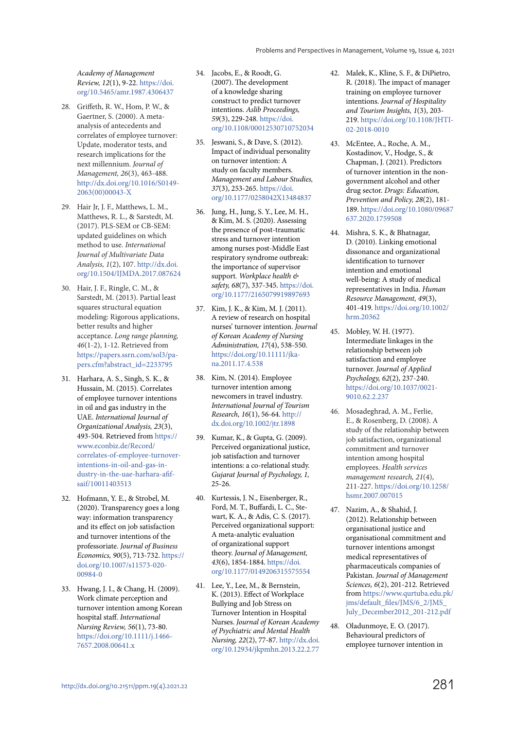*Academy of Management Review, 12*(1), 9-22. https://doi.org/10.5465/amr.1987.4306437

28. Griffeth, R. W., Hom, P. W., & Gaertner, S. (2000). A meta-analysis of antecedents and correlates of employee turnover: Update, moderator tests, and research implications for the next millennium. *Journal of Management, 26*(3), 463-488. http://dx.doi.org/10.1016/S0149-2063(00)00043-X
29. Hair Jr, J. F., Matthews, L. M., Matthews, R. L., & Sarstedt, M. (2017). PLS-SEM or CB-SEM: updated guidelines on which method to use. *International Journal of Multivariate Data Analysis, 1*(2), 107. http://dx.doi.org/10.1504/IJMDA.2017.087624
30. Hair, J. F., Ringle, C. M., & Sarstedt, M. (2013). Partial least squares structural equation modeling: Rigorous applications, better results and higher acceptance. *Long range planning, 46*(1-2), 1-12. Retrieved from https://papers.ssrn.com/sol3/papers.cfm?abstract_id=2233795
31. Harhara, A. S., Singh, S. K., & Hussain, M. (2015). Correlates of employee turnover intentions in oil and gas industry in the UAE. *International Journal of Organizational Analysis, 23*(3), 493-504. Retrieved from https://www.econbiz.de/Record/correlates-of-employee-turnover-intentions-in-oil-and-gas-industry-in-the-uae-harhara-afif-saif/10011403513
32. Hofmann, Y. E., & Strobel, M. (2020). Transparency goes a long way: information transparency and its effect on job satisfaction and turnover intentions of the professoriate. *Journal of Business Economics, 90*(5), 713-732. https://doi.org/10.1007/s11573-020-00984-0
33. Hwang, J. I., & Chang, H. (2009). Work climate perception and turnover intention among Korean hospital staff. *International Nursing Review, 56*(1), 73-80. https://doi.org/10.1111/j.1466-7657.2008.00641.x
34. Jacobs, E., & Roodt, G. (2007). The development of a knowledge sharing construct to predict turnover intentions. *Aslib Proceedings, 59*(3), 229-248. https://doi.org/10.1108/00012530710752034
35. Jeswani, S., & Dave, S. (2012). Impact of individual personality on turnover intention: A study on faculty members. *Management and Labour Studies, 37*(3), 253-265. https://doi.org/10.1177/0258042X13484837
36. Jung, H., Jung, S. Y., Lee, M. H., & Kim, M. S. (2020). Assessing the presence of post-traumatic stress and turnover intention among nurses post-Middle East respiratory syndrome outbreak: the importance of supervisor support. *Workplace health & safety, 68*(7), 337-345. https://doi.org/10.1177/2165079919897693
37. Kim, J. K., & Kim, M. J. (2011). A review of research on hospital nurses' turnover intention. *Journal of Korean Academy of Nursing Administration, 17*(4), 538-550. https://doi.org/10.11111/jkana.2011.17.4.538
38. Kim, N. (2014). Employee turnover intention among newcomers in travel industry. *International Journal of Tourism Research, 16*(1), 56-64. http://dx.doi.org/10.1002/jtr.1898
39. Kumar, K., & Gupta, G. (2009). Perceived organizational justice, job satisfaction and turnover intentions: a co-relational study. *Gujarat Journal of Psychology, 1*, 25-26.
40. Kurtessis, J. N., Eisenberger, R., Ford, M. T., Buffardi, L. C., Stewart, K. A., & Adis, C. S. (2017). Perceived organizational support: A meta-analytic evaluation of organizational support theory. *Journal of Management, 43*(6), 1854-1884. https://doi.org/10.1177/0149206315575554
41. Lee, Y., Lee, M., & Bernstein, K. (2013). Effect of Workplace Bullying and Job Stress on Turnover Intention in Hospital Nurses. *Journal of Korean Academy of Psychiatric and Mental Health Nursing, 22*(2), 77-87. http://dx.doi.org/10.12934/jkpmhn.2013.22.2.77
42. Malek, K., Kline, S. F., & DiPietro, R. (2018). The impact of manager training on employee turnover intentions. *Journal of Hospitality and Tourism Insights, 1*(3), 203-219. https://doi.org/10.1108/JHTI-02-2018-0010
43. McEntee, A., Roche, A. M., Kostadinov, V., Hodge, S., & Chapman, J. (2021). Predictors of turnover intention in the non-government alcohol and other drug sector. *Drugs: Education, Prevention and Policy, 28*(2), 181-189. https://doi.org/10.1080/09687637.2020.1759508
44. Mishra, S. K., & Bhatnagar, D. (2010). Linking emotional dissonance and organizational identification to turnover intention and emotional well-being: A study of medical representatives in India. *Human Resource Management, 49*(3), 401-419. https://doi.org/10.1002/hrm.20362
45. Mobley, W. H. (1977). Intermediate linkages in the relationship between job satisfaction and employee turnover. *Journal of Applied Psychology, 62*(2), 237-240. https://doi.org/10.1037/0021-9010.62.2.237
46. Mosadeghrad, A. M., Ferlie, E., & Rosenberg, D. (2008). A study of the relationship between job satisfaction, organizational commitment and turnover intention among hospital employees. *Health services management research, 21*(4), 211-227. https://doi.org/10.1258/hsmr.2007.007015
47. Nazim, A., & Shahid, J. (2012). Relationship between organisational justice and organisational commitment and turnover intentions amongst medical representatives of pharmaceuticals companies of Pakistan. *Journal of Management Sciences, 6*(2), 201-212. Retrieved from https://www.qurtuba.edu.pk/jms/default_files/JMS/6_2/JMS_July_December2012_201-212.pdf
48. Oladunmoye, E. O. (2017). Behavioural predictors of employee turnover intention in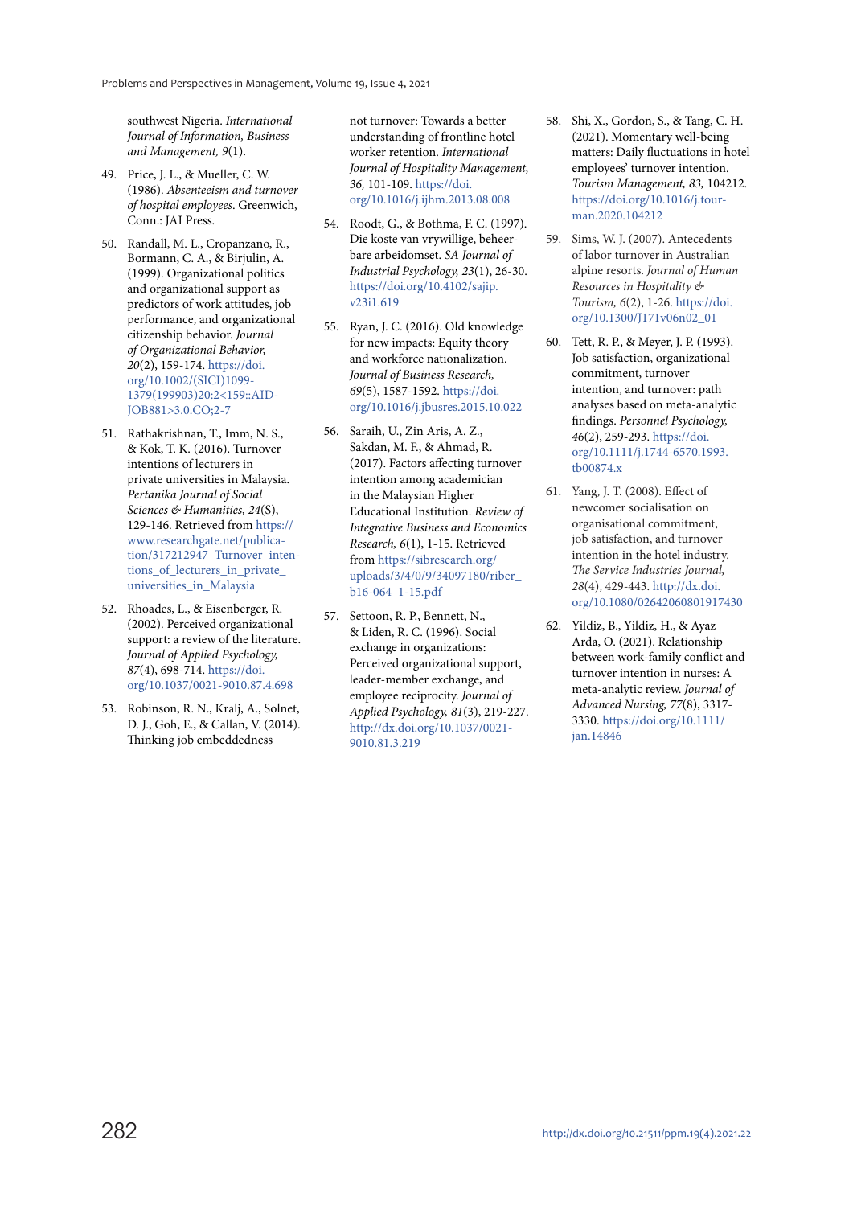southwest Nigeria. *International Journal of Information, Business and Management, 9*(1).

49. Price, J. L., & Mueller, C. W. (1986). *Absenteeism and turnover of hospital employees*. Greenwich, Conn.: JAI Press.

50. Randall, M. L., Cropanzano, R., Bormann, C. A., & Birjulin, A. (1999). Organizational politics and organizational support as predictors of work attitudes, job performance, and organizational citizenship behavior. *Journal of Organizational Behavior, 20*(2), 159-174. https://doi.org/10.1002/(SICI)1099-1379(199903)20:2<159::AID-JOB881>3.0.CO;2-7

51. Rathakrishnan, T., Imm, N. S., & Kok, T. K. (2016). Turnover intentions of lecturers in private universities in Malaysia. *Pertanika Journal of Social Sciences & Humanities, 24*(S), 129-146. Retrieved from https://www.researchgate.net/publication/317212947_Turnover_intentions_of_lecturers_in_private_universities_in_Malaysia

52. Rhoades, L., & Eisenberger, R. (2002). Perceived organizational support: a review of the literature. *Journal of Applied Psychology, 87*(4), 698-714. https://doi.org/10.1037/0021-9010.87.4.698

53. Robinson, R. N., Kralj, A., Solnet, D. J., Goh, E., & Callan, V. (2014). Thinking job embeddedness not turnover: Towards a better understanding of frontline hotel worker retention. *International Journal of Hospitality Management, 36,* 101-109. https://doi.org/10.1016/j.ijhm.2013.08.008

54. Roodt, G., & Bothma, F. C. (1997). Die koste van vrywillige, beheerbare arbeidomset. *SA Journal of Industrial Psychology, 23*(1), 26-30. https://doi.org/10.4102/sajip.v23i1.619

55. Ryan, J. C. (2016). Old knowledge for new impacts: Equity theory and workforce nationalization. *Journal of Business Research, 69*(5), 1587-1592. https://doi.org/10.1016/j.jbusres.2015.10.022

56. Saraih, U., Zin Aris, A. Z., Sakdan, M. F., & Ahmad, R. (2017). Factors affecting turnover intention among academician in the Malaysian Higher Educational Institution. *Review of Integrative Business and Economics Research, 6*(1), 1-15. Retrieved from https://sibresearch.org/uploads/3/4/0/9/34097180/riber_b16-064_1-15.pdf

57. Settoon, R. P., Bennett, N., & Liden, R. C. (1996). Social exchange in organizations: Perceived organizational support, leader-member exchange, and employee reciprocity. *Journal of Applied Psychology, 81*(3), 219-227. http://dx.doi.org/10.1037/0021-9010.81.3.219

58. Shi, X., Gordon, S., & Tang, C. H. (2021). Momentary well-being matters: Daily fluctuations in hotel employees' turnover intention. *Tourism Management, 83,* 104212. https://doi.org/10.1016/j.tourman.2020.104212

59. Sims, W. J. (2007). Antecedents of labor turnover in Australian alpine resorts. *Journal of Human Resources in Hospitality & Tourism, 6*(2), 1-26. https://doi.org/10.1300/J171v06n02_01

60. Tett, R. P., & Meyer, J. P. (1993). Job satisfaction, organizational commitment, turnover intention, and turnover: path analyses based on meta-analytic findings. *Personnel Psychology, 46*(2), 259-293. https://doi.org/10.1111/j.1744-6570.1993.tb00874.x

61. Yang, J. T. (2008). Effect of newcomer socialisation on organisational commitment, job satisfaction, and turnover intention in the hotel industry. *The Service Industries Journal, 28*(4), 429-443. http://dx.doi.org/10.1080/02642060801917430

62. Yildiz, B., Yildiz, H., & Ayaz Arda, O. (2021). Relationship between work-family conflict and turnover intention in nurses: A meta-analytic review. *Journal of Advanced Nursing, 77*(8), 3317-3330. https://doi.org/10.1111/jan.14846